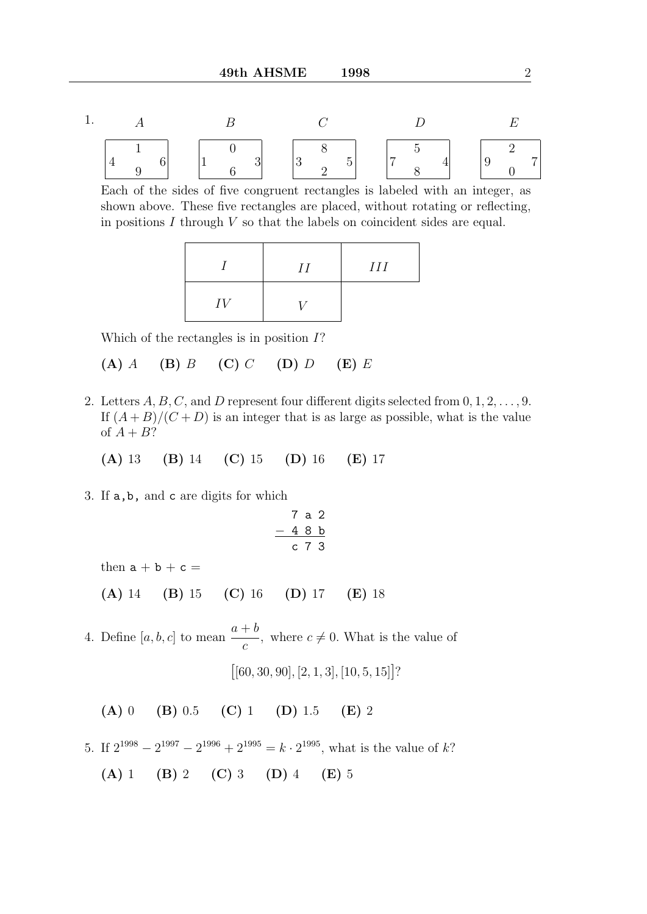1. The five rectangles $A$, $B$, $C$, $D$, $E$ have their sides labeled as follows:

| Rectangle | Top | Left | Right | Bottom |
| --- | --- | --- | --- | --- |
| $A$ | 1 | 4 | 6 | 9 |
| $B$ | 0 | 1 | 3 | 6 |
| $C$ | 8 | 3 | 5 | 2 |
| $D$ | 5 | 7 | 4 | 8 |
| $E$ | 2 | 9 | 7 | 0 |

Each of the sides of five congruent rectangles is labeled with an integer, as shown above. These five rectangles are placed, without rotating or reflecting, in positions $I$ through $V$ so that the labels on coincident sides are equal.

| $I$ | $II$ | $III$ |
| --- | --- | --- |
| $IV$ | $V$ | |

Which of the rectangles is in position $I$?

**(A)** $A$ **(B)** $B$ **(C)** $C$ **(D)** $D$ **(E)** $E$

2. Letters $A, B, C$, and $D$ represent four different digits selected from $0, 1, 2, \ldots, 9$. If $(A+B)/(C+D)$ is an integer that is as large as possible, what is the value of $A+B$?

**(A)** 13 **(B)** 14 **(C)** 15 **(D)** 16 **(E)** 17

3. If a, b, and c are digits for which

```
  7 a 2
- 4 8 b
-------
  c 7 3
```

then a + b + c =

**(A)** 14 **(B)** 15 **(C)** 16 **(D)** 17 **(E)** 18

4. Define $[a, b, c]$ to mean $\dfrac{a+b}{c}$, where $c \neq 0$. What is the value of

$$\big[[60, 30, 90], [2, 1, 3], [10, 5, 15]\big]?$$

**(A)** 0 **(B)** 0.5 **(C)** 1 **(D)** 1.5 **(E)** 2

5. If $2^{1998} - 2^{1997} - 2^{1996} + 2^{1995} = k \cdot 2^{1995}$, what is the value of $k$?

**(A)** 1 **(B)** 2 **(C)** 3 **(D)** 4 **(E)** 5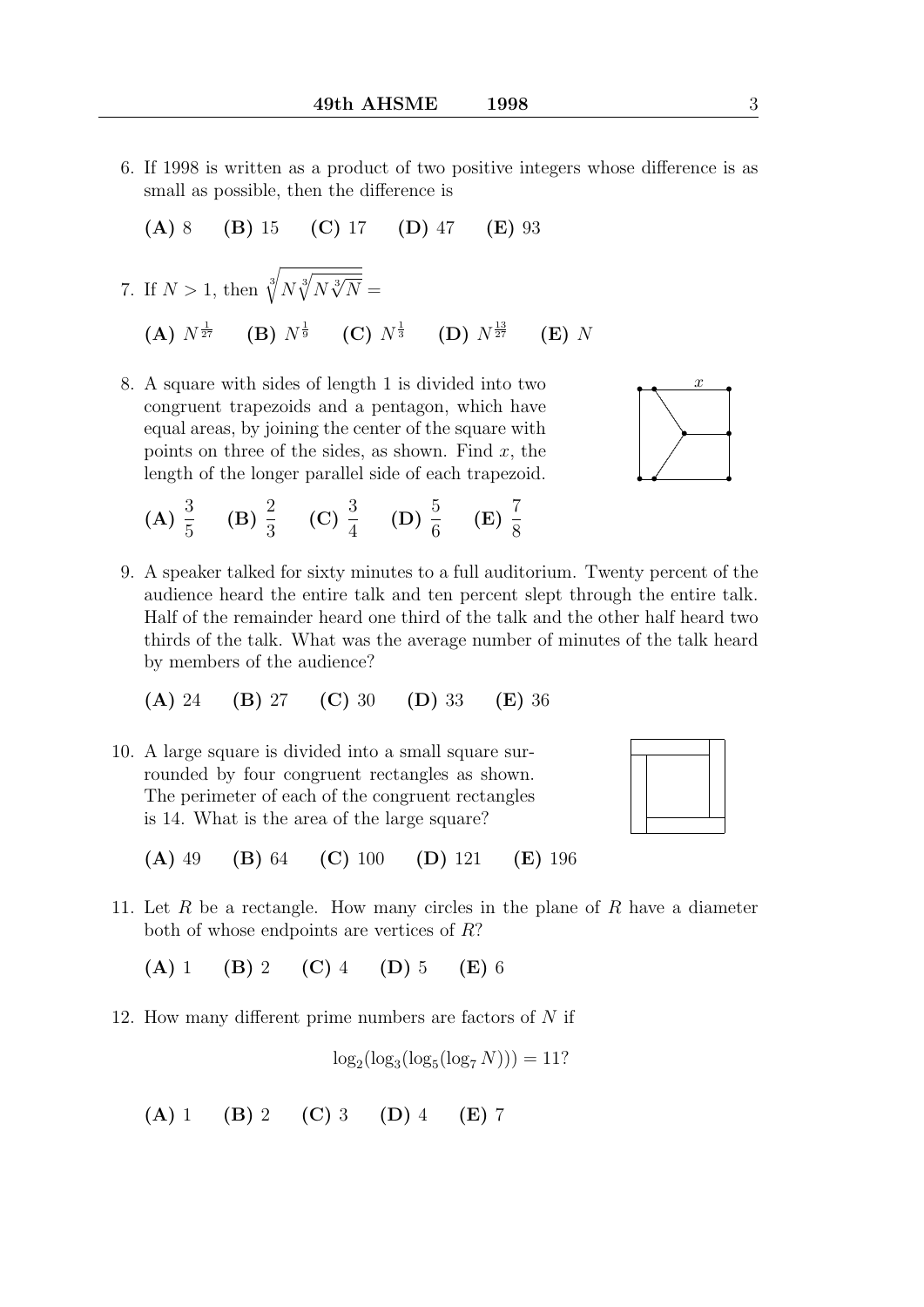6. If 1998 is written as a product of two positive integers whose difference is as small as possible, then the difference is

   **(A)** 8 **(B)** 15 **(C)** 17 **(D)** 47 **(E)** 93

7. If $N > 1$, then $\sqrt[3]{N\sqrt[3]{N\sqrt[3]{N}}} =$

   **(A)** $N^{\frac{1}{27}}$ **(B)** $N^{\frac{1}{9}}$ **(C)** $N^{\frac{1}{3}}$ **(D)** $N^{\frac{13}{27}}$ **(E)** $N$

8. A square with sides of length 1 is divided into two congruent trapezoids and a pentagon, which have equal areas, by joining the center of the square with points on three of the sides, as shown. Find $x$, the length of the longer parallel side of each trapezoid.

   **(A)** $\dfrac{3}{5}$ **(B)** $\dfrac{2}{3}$ **(C)** $\dfrac{3}{4}$ **(D)** $\dfrac{5}{6}$ **(E)** $\dfrac{7}{8}$

9. A speaker talked for sixty minutes to a full auditorium. Twenty percent of the audience heard the entire talk and ten percent slept through the entire talk. Half of the remainder heard one third of the talk and the other half heard two thirds of the talk. What was the average number of minutes of the talk heard by members of the audience?

   **(A)** 24 **(B)** 27 **(C)** 30 **(D)** 33 **(E)** 36

10. A large square is divided into a small square surrounded by four congruent rectangles as shown. The perimeter of each of the congruent rectangles is 14. What is the area of the large square?

    **(A)** 49 **(B)** 64 **(C)** 100 **(D)** 121 **(E)** 196

11. Let $R$ be a rectangle. How many circles in the plane of $R$ have a diameter both of whose endpoints are vertices of $R$?

    **(A)** 1 **(B)** 2 **(C)** 4 **(D)** 5 **(E)** 6

12. How many different prime numbers are factors of $N$ if

    $$\log_2(\log_3(\log_5(\log_7 N))) = 11?$$

    **(A)** 1 **(B)** 2 **(C)** 3 **(D)** 4 **(E)** 7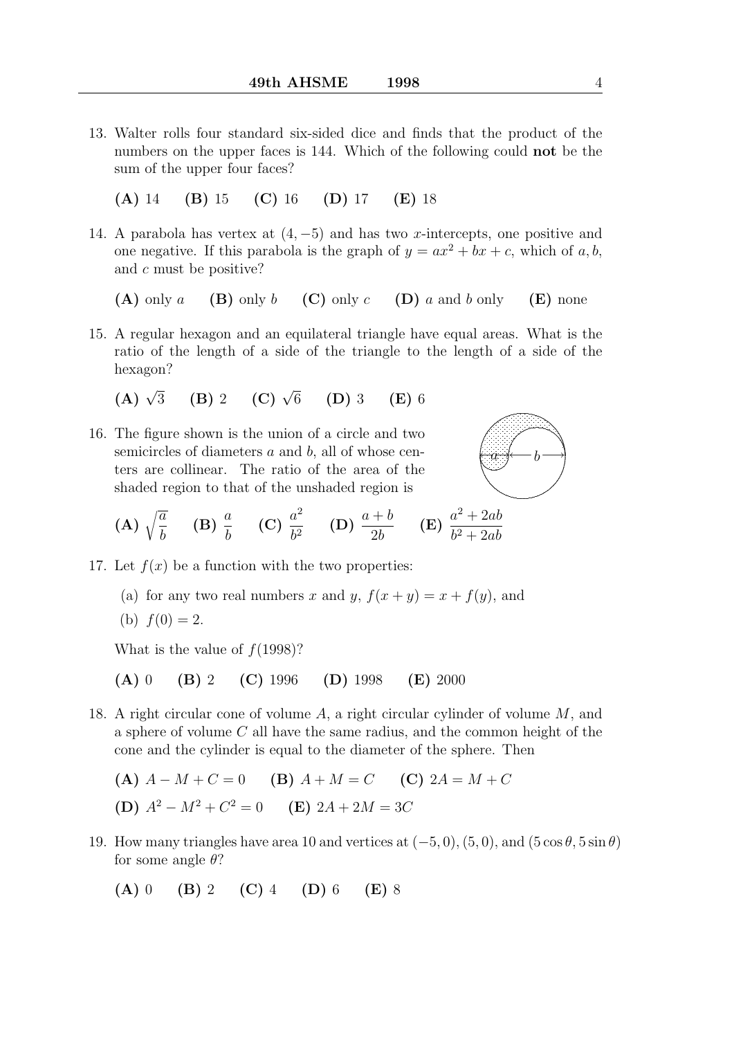13. Walter rolls four standard six-sided dice and finds that the product of the numbers on the upper faces is 144. Which of the following could **not** be the sum of the upper four faces?

    **(A)** 14 **(B)** 15 **(C)** 16 **(D)** 17 **(E)** 18

14. A parabola has vertex at $(4, -5)$ and has two $x$-intercepts, one positive and one negative. If this parabola is the graph of $y = ax^2 + bx + c$, which of $a, b$, and $c$ must be positive?

    **(A)** only $a$ **(B)** only $b$ **(C)** only $c$ **(D)** $a$ and $b$ only **(E)** none

15. A regular hexagon and an equilateral triangle have equal areas. What is the ratio of the length of a side of the triangle to the length of a side of the hexagon?

    **(A)** $\sqrt{3}$ **(B)** 2 **(C)** $\sqrt{6}$ **(D)** 3 **(E)** 6

16. The figure shown is the union of a circle and two semicircles of diameters $a$ and $b$, all of whose centers are collinear. The ratio of the area of the shaded region to that of the unshaded region is

    **(A)** $\sqrt{\frac{a}{b}}$ **(B)** $\frac{a}{b}$ **(C)** $\frac{a^2}{b^2}$ **(D)** $\frac{a+b}{2b}$ **(E)** $\frac{a^2+2ab}{b^2+2ab}$

17. Let $f(x)$ be a function with the two properties:

    (a) for any two real numbers $x$ and $y$, $f(x+y) = x + f(y)$, and

    (b) $f(0) = 2$.

    What is the value of $f(1998)$?

    **(A)** 0 **(B)** 2 **(C)** 1996 **(D)** 1998 **(E)** 2000

18. A right circular cone of volume $A$, a right circular cylinder of volume $M$, and a sphere of volume $C$ all have the same radius, and the common height of the cone and the cylinder is equal to the diameter of the sphere. Then

    **(A)** $A - M + C = 0$ **(B)** $A + M = C$ **(C)** $2A = M + C$

    **(D)** $A^2 - M^2 + C^2 = 0$ **(E)** $2A + 2M = 3C$

19. How many triangles have area 10 and vertices at $(-5, 0)$, $(5, 0)$, and $(5\cos\theta, 5\sin\theta)$ for some angle $\theta$?

    **(A)** 0 **(B)** 2 **(C)** 4 **(D)** 6 **(E)** 8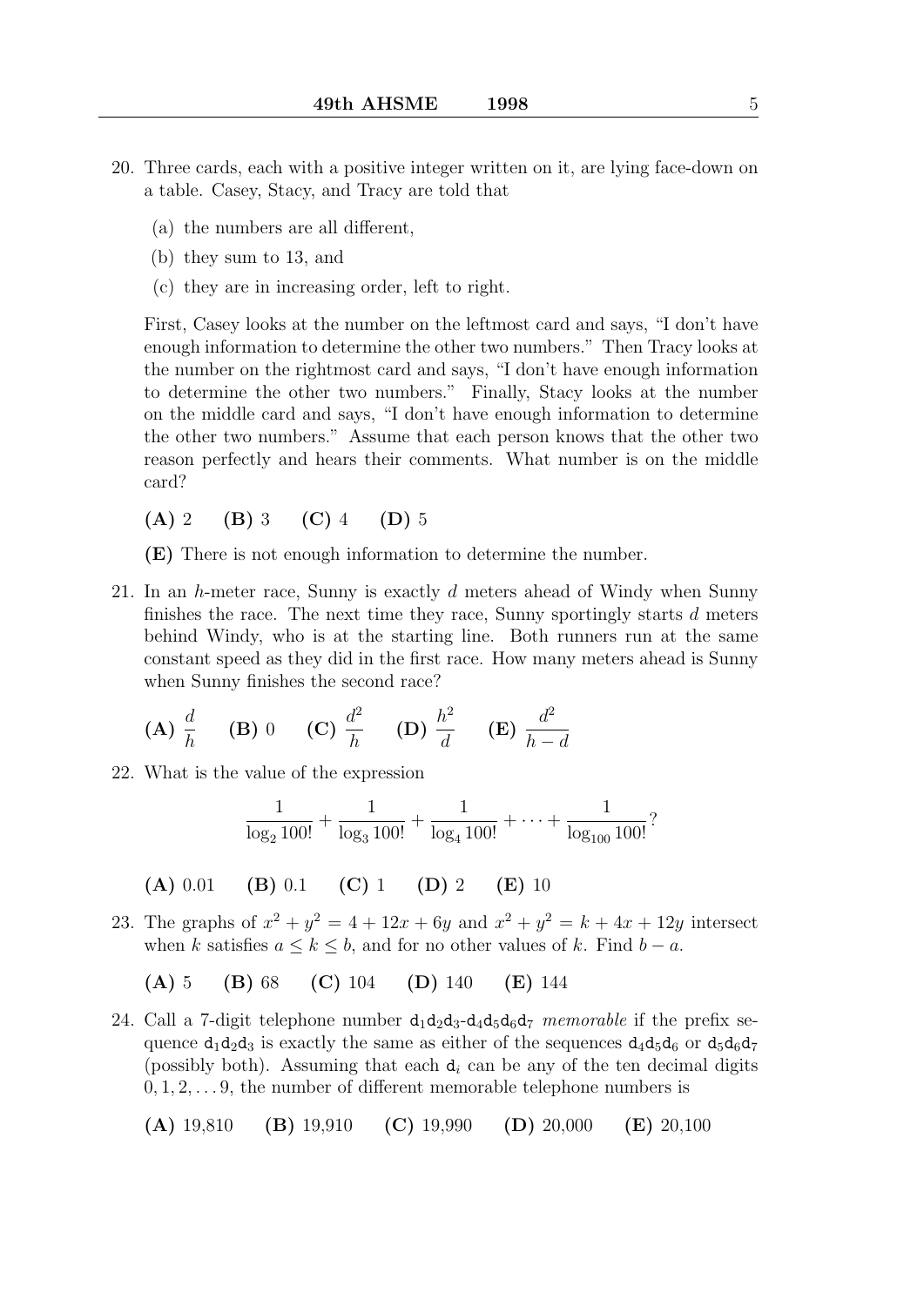20. Three cards, each with a positive integer written on it, are lying face-down on a table. Casey, Stacy, and Tracy are told that

    (a) the numbers are all different,

    (b) they sum to 13, and

    (c) they are in increasing order, left to right.

    First, Casey looks at the number on the leftmost card and says, "I don't have enough information to determine the other two numbers." Then Tracy looks at the number on the rightmost card and says, "I don't have enough information to determine the other two numbers." Finally, Stacy looks at the number on the middle card and says, "I don't have enough information to determine the other two numbers." Assume that each person knows that the other two reason perfectly and hears their comments. What number is on the middle card?

    **(A)** 2 **(B)** 3 **(C)** 4 **(D)** 5

    **(E)** There is not enough information to determine the number.

21. In an $h$-meter race, Sunny is exactly $d$ meters ahead of Windy when Sunny finishes the race. The next time they race, Sunny sportingly starts $d$ meters behind Windy, who is at the starting line. Both runners run at the same constant speed as they did in the first race. How many meters ahead is Sunny when Sunny finishes the second race?

    **(A)** $\dfrac{d}{h}$ **(B)** 0 **(C)** $\dfrac{d^2}{h}$ **(D)** $\dfrac{h^2}{d}$ **(E)** $\dfrac{d^2}{h-d}$

22. What is the value of the expression

    $$\frac{1}{\log_2 100!} + \frac{1}{\log_3 100!} + \frac{1}{\log_4 100!} + \cdots + \frac{1}{\log_{100} 100!}?$$

    **(A)** 0.01 **(B)** 0.1 **(C)** 1 **(D)** 2 **(E)** 10

23. The graphs of $x^2 + y^2 = 4 + 12x + 6y$ and $x^2 + y^2 = k + 4x + 12y$ intersect when $k$ satisfies $a \le k \le b$, and for no other values of $k$. Find $b - a$.

    **(A)** 5 **(B)** 68 **(C)** 104 **(D)** 140 **(E)** 144

24. Call a 7-digit telephone number $d_1d_2d_3$-$d_4d_5d_6d_7$ *memorable* if the prefix sequence $d_1d_2d_3$ is exactly the same as either of the sequences $d_4d_5d_6$ or $d_5d_6d_7$ (possibly both). Assuming that each $d_i$ can be any of the ten decimal digits $0, 1, 2, \ldots 9$, the number of different memorable telephone numbers is

    **(A)** 19,810 **(B)** 19,910 **(C)** 19,990 **(D)** 20,000 **(E)** 20,100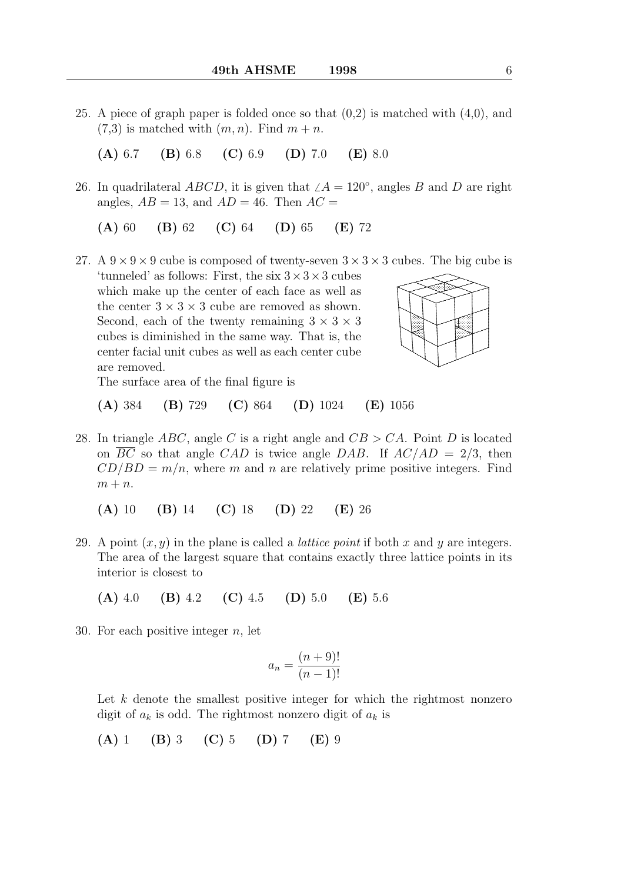25. A piece of graph paper is folded once so that (0,2) is matched with (4,0), and (7,3) is matched with $(m, n)$. Find $m + n$.

**(A)** 6.7 **(B)** 6.8 **(C)** 6.9 **(D)** 7.0 **(E)** 8.0

26. In quadrilateral $ABCD$, it is given that $\angle A = 120^\circ$, angles $B$ and $D$ are right angles, $AB = 13$, and $AD = 46$. Then $AC =$

**(A)** 60 **(B)** 62 **(C)** 64 **(D)** 65 **(E)** 72

27. A $9 \times 9 \times 9$ cube is composed of twenty-seven $3 \times 3 \times 3$ cubes. The big cube is 'tunneled' as follows: First, the six $3 \times 3 \times 3$ cubes which make up the center of each face as well as the center $3 \times 3 \times 3$ cube are removed as shown. Second, each of the twenty remaining $3 \times 3 \times 3$ cubes is diminished in the same way. That is, the center facial unit cubes as well as each center cube are removed.
The surface area of the final figure is

**(A)** 384 **(B)** 729 **(C)** 864 **(D)** 1024 **(E)** 1056

28. In triangle $ABC$, angle $C$ is a right angle and $CB > CA$. Point $D$ is located on $\overline{BC}$ so that angle $CAD$ is twice angle $DAB$. If $AC/AD = 2/3$, then $CD/BD = m/n$, where $m$ and $n$ are relatively prime positive integers. Find $m + n$.

**(A)** 10 **(B)** 14 **(C)** 18 **(D)** 22 **(E)** 26

29. A point $(x, y)$ in the plane is called a *lattice point* if both $x$ and $y$ are integers. The area of the largest square that contains exactly three lattice points in its interior is closest to

**(A)** 4.0 **(B)** 4.2 **(C)** 4.5 **(D)** 5.0 **(E)** 5.6

30. For each positive integer $n$, let

$$a_n = \frac{(n+9)!}{(n-1)!}$$

Let $k$ denote the smallest positive integer for which the rightmost nonzero digit of $a_k$ is odd. The rightmost nonzero digit of $a_k$ is

**(A)** 1 **(B)** 3 **(C)** 5 **(D)** 7 **(E)** 9